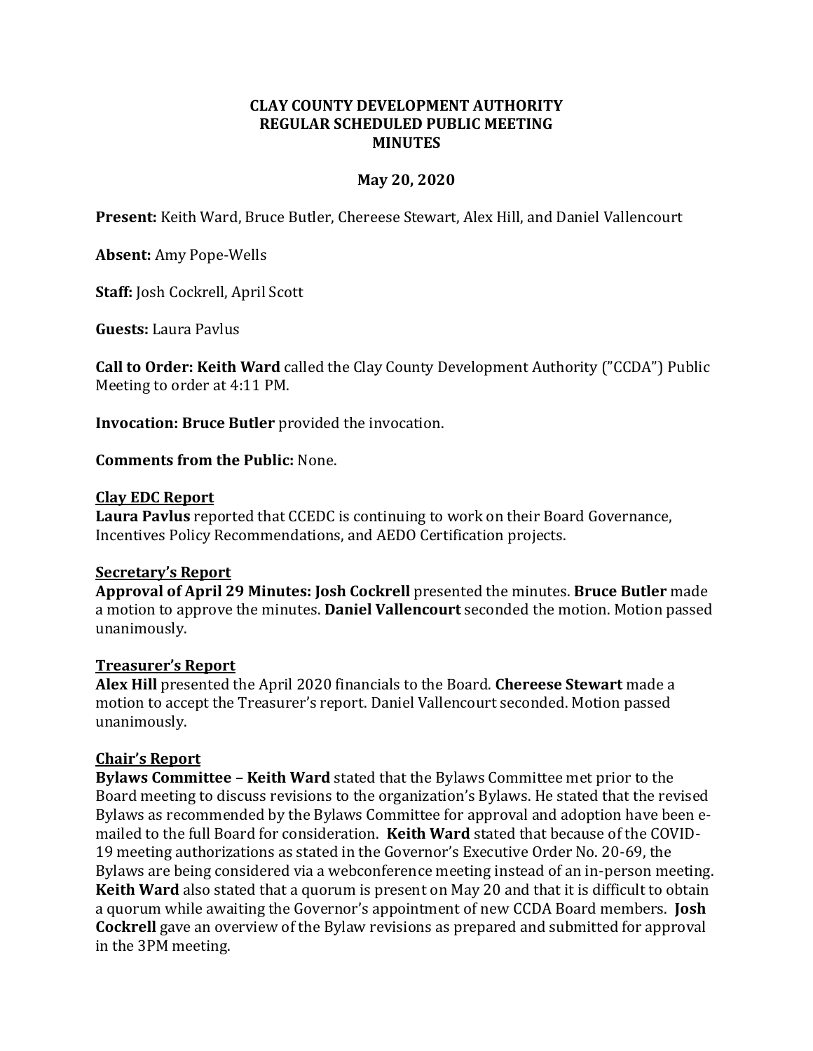**CLAY COUNTY DEVELOPMENT AUTHORITY**
**REGULAR SCHEDULED PUBLIC MEETING**
**MINUTES**

**May 20, 2020**

**Present:** Keith Ward, Bruce Butler, Chereese Stewart, Alex Hill, and Daniel Vallencourt

**Absent:** Amy Pope-Wells

**Staff:** Josh Cockrell, April Scott

**Guests:** Laura Pavlus

**Call to Order: Keith Ward** called the Clay County Development Authority ("CCDA") Public Meeting to order at 4:11 PM.

**Invocation: Bruce Butler** provided the invocation.

**Comments from the Public:** None.

**Clay EDC Report**
**Laura Pavlus** reported that CCEDC is continuing to work on their Board Governance, Incentives Policy Recommendations, and AEDO Certification projects.

**Secretary's Report**
**Approval of April 29 Minutes: Josh Cockrell** presented the minutes. **Bruce Butler** made a motion to approve the minutes. **Daniel Vallencourt** seconded the motion. Motion passed unanimously.

**Treasurer's Report**
**Alex Hill** presented the April 2020 financials to the Board. **Chereese Stewart** made a motion to accept the Treasurer's report. Daniel Vallencourt seconded. Motion passed unanimously.

**Chair's Report**
**Bylaws Committee – Keith Ward** stated that the Bylaws Committee met prior to the Board meeting to discuss revisions to the organization's Bylaws. He stated that the revised Bylaws as recommended by the Bylaws Committee for approval and adoption have been e-mailed to the full Board for consideration. **Keith Ward** stated that because of the COVID-19 meeting authorizations as stated in the Governor's Executive Order No. 20-69, the Bylaws are being considered via a webconference meeting instead of an in-person meeting. **Keith Ward** also stated that a quorum is present on May 20 and that it is difficult to obtain a quorum while awaiting the Governor's appointment of new CCDA Board members. **Josh Cockrell** gave an overview of the Bylaw revisions as prepared and submitted for approval in the 3PM meeting.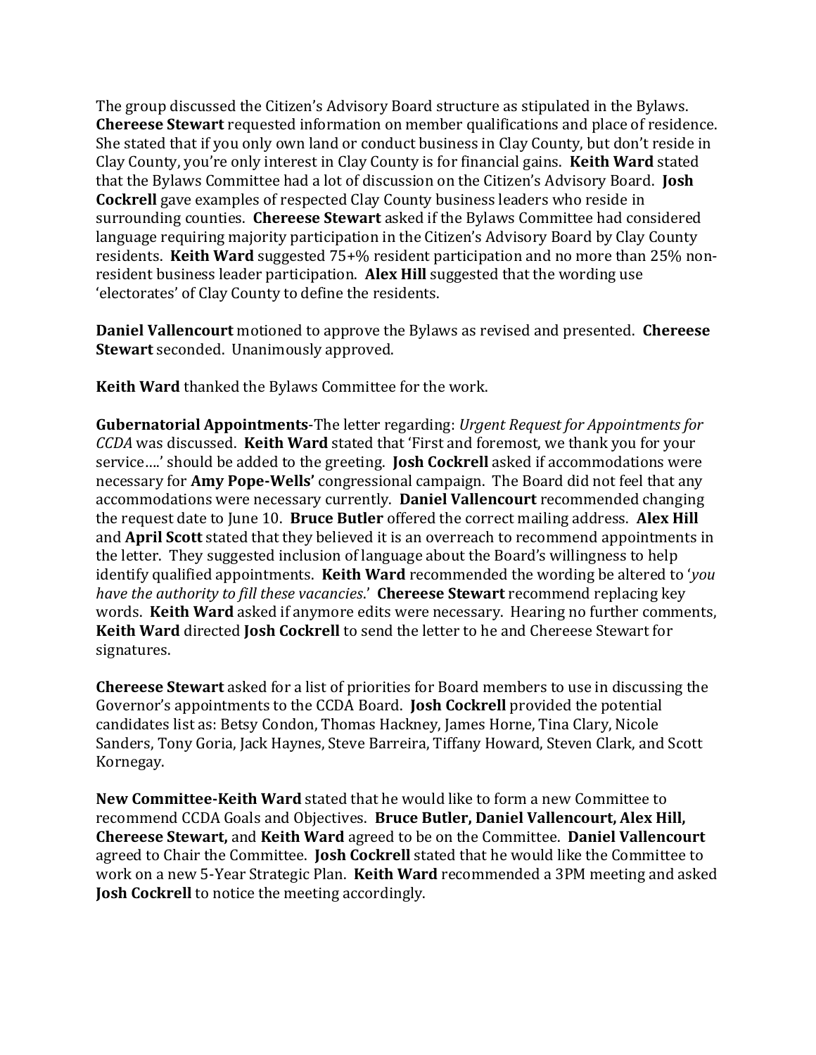The group discussed the Citizen's Advisory Board structure as stipulated in the Bylaws. **Chereese Stewart** requested information on member qualifications and place of residence. She stated that if you only own land or conduct business in Clay County, but don't reside in Clay County, you're only interest in Clay County is for financial gains. **Keith Ward** stated that the Bylaws Committee had a lot of discussion on the Citizen's Advisory Board. **Josh Cockrell** gave examples of respected Clay County business leaders who reside in surrounding counties. **Chereese Stewart** asked if the Bylaws Committee had considered language requiring majority participation in the Citizen's Advisory Board by Clay County residents. **Keith Ward** suggested 75+% resident participation and no more than 25% non-resident business leader participation. **Alex Hill** suggested that the wording use 'electorates' of Clay County to define the residents.

**Daniel Vallencourt** motioned to approve the Bylaws as revised and presented. **Chereese Stewart** seconded. Unanimously approved.

**Keith Ward** thanked the Bylaws Committee for the work.

**Gubernatorial Appointments**-The letter regarding: *Urgent Request for Appointments for CCDA* was discussed. **Keith Ward** stated that 'First and foremost, we thank you for your service….' should be added to the greeting. **Josh Cockrell** asked if accommodations were necessary for **Amy Pope-Wells'** congressional campaign. The Board did not feel that any accommodations were necessary currently. **Daniel Vallencourt** recommended changing the request date to June 10. **Bruce Butler** offered the correct mailing address. **Alex Hill** and **April Scott** stated that they believed it is an overreach to recommend appointments in the letter. They suggested inclusion of language about the Board's willingness to help identify qualified appointments. **Keith Ward** recommended the wording be altered to '*you have the authority to fill these vacancies*.' **Chereese Stewart** recommend replacing key words. **Keith Ward** asked if anymore edits were necessary. Hearing no further comments, **Keith Ward** directed **Josh Cockrell** to send the letter to he and Chereese Stewart for signatures.

**Chereese Stewart** asked for a list of priorities for Board members to use in discussing the Governor's appointments to the CCDA Board. **Josh Cockrell** provided the potential candidates list as: Betsy Condon, Thomas Hackney, James Horne, Tina Clary, Nicole Sanders, Tony Goria, Jack Haynes, Steve Barreira, Tiffany Howard, Steven Clark, and Scott Kornegay.

**New Committee-Keith Ward** stated that he would like to form a new Committee to recommend CCDA Goals and Objectives. **Bruce Butler, Daniel Vallencourt, Alex Hill, Chereese Stewart,** and **Keith Ward** agreed to be on the Committee. **Daniel Vallencourt** agreed to Chair the Committee. **Josh Cockrell** stated that he would like the Committee to work on a new 5-Year Strategic Plan. **Keith Ward** recommended a 3PM meeting and asked **Josh Cockrell** to notice the meeting accordingly.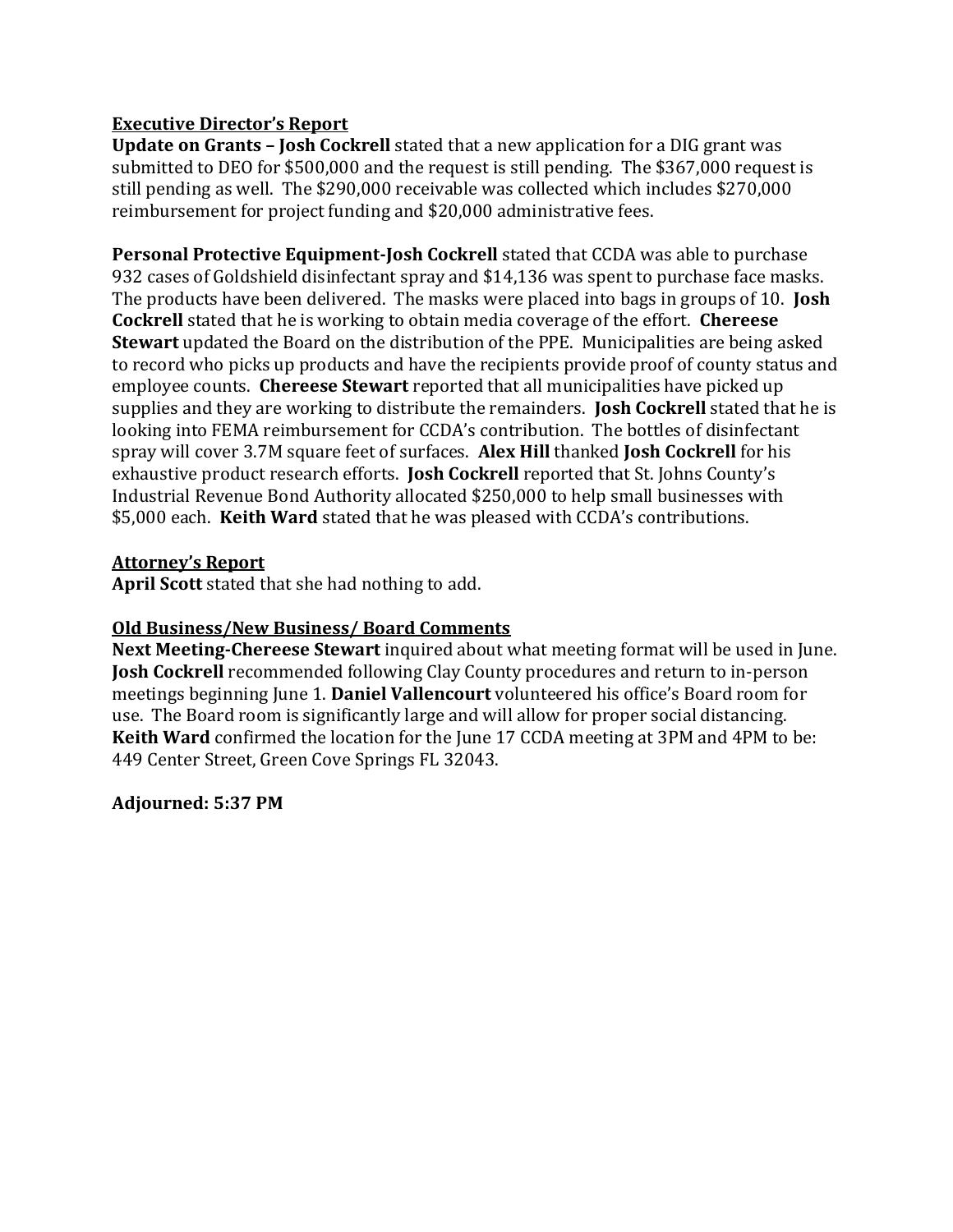**<u>Executive Director's Report</u>**

**Update on Grants – Josh Cockrell** stated that a new application for a DIG grant was submitted to DEO for $500,000 and the request is still pending. The $367,000 request is still pending as well. The $290,000 receivable was collected which includes $270,000 reimbursement for project funding and $20,000 administrative fees.

**Personal Protective Equipment-Josh Cockrell** stated that CCDA was able to purchase 932 cases of Goldshield disinfectant spray and $14,136 was spent to purchase face masks. The products have been delivered. The masks were placed into bags in groups of 10. **Josh Cockrell** stated that he is working to obtain media coverage of the effort. **Chereese Stewart** updated the Board on the distribution of the PPE. Municipalities are being asked to record who picks up products and have the recipients provide proof of county status and employee counts. **Chereese Stewart** reported that all municipalities have picked up supplies and they are working to distribute the remainders. **Josh Cockrell** stated that he is looking into FEMA reimbursement for CCDA's contribution. The bottles of disinfectant spray will cover 3.7M square feet of surfaces. **Alex Hill** thanked **Josh Cockrell** for his exhaustive product research efforts. **Josh Cockrell** reported that St. Johns County's Industrial Revenue Bond Authority allocated $250,000 to help small businesses with $5,000 each. **Keith Ward** stated that he was pleased with CCDA's contributions.

**<u>Attorney's Report</u>**

**April Scott** stated that she had nothing to add.

**<u>Old Business/New Business/ Board Comments</u>**

**Next Meeting-Chereese Stewart** inquired about what meeting format will be used in June. **Josh Cockrell** recommended following Clay County procedures and return to in-person meetings beginning June 1. **Daniel Vallencourt** volunteered his office's Board room for use. The Board room is significantly large and will allow for proper social distancing. **Keith Ward** confirmed the location for the June 17 CCDA meeting at 3PM and 4PM to be: 449 Center Street, Green Cove Springs FL 32043.

**Adjourned: 5:37 PM**